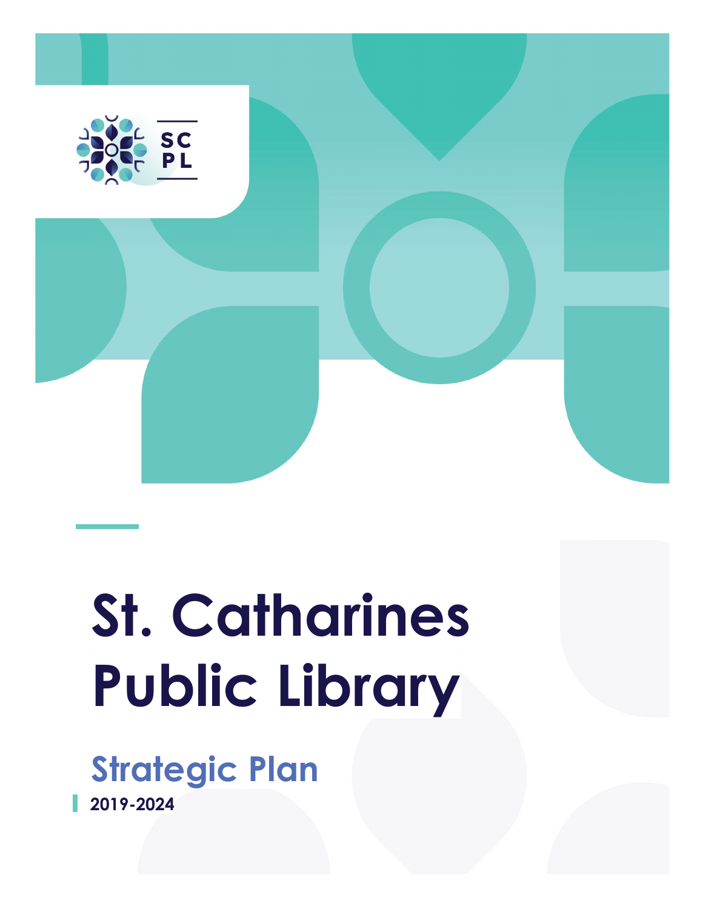SC PL

# St. Catharines Public Library

## Strategic Plan

**2019-2024**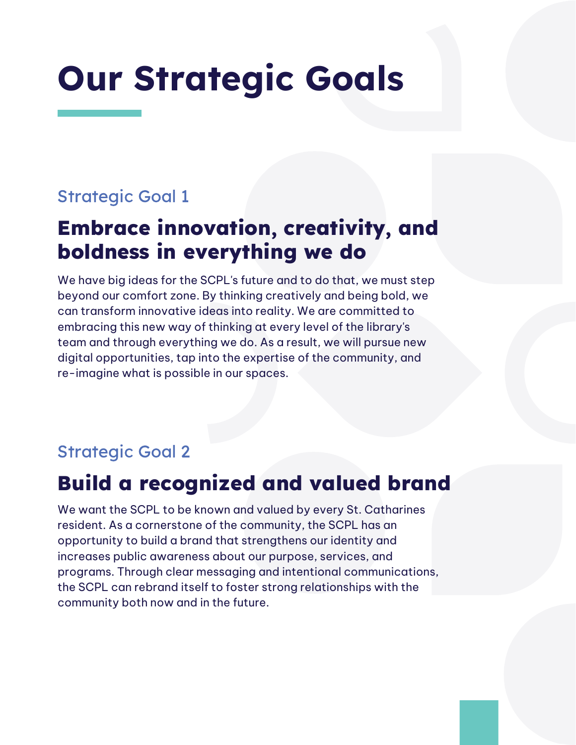# Our Strategic Goals

### Strategic Goal 1

## Embrace innovation, creativity, and boldness in everything we do

We have big ideas for the SCPL's future and to do that, we must step beyond our comfort zone. By thinking creatively and being bold, we can transform innovative ideas into reality. We are committed to embracing this new way of thinking at every level of the library's team and through everything we do. As a result, we will pursue new digital opportunities, tap into the expertise of the community, and re-imagine what is possible in our spaces.

### Strategic Goal 2

## Build a recognized and valued brand

We want the SCPL to be known and valued by every St. Catharines resident. As a cornerstone of the community, the SCPL has an opportunity to build a brand that strengthens our identity and increases public awareness about our purpose, services, and programs. Through clear messaging and intentional communications, the SCPL can rebrand itself to foster strong relationships with the community both now and in the future.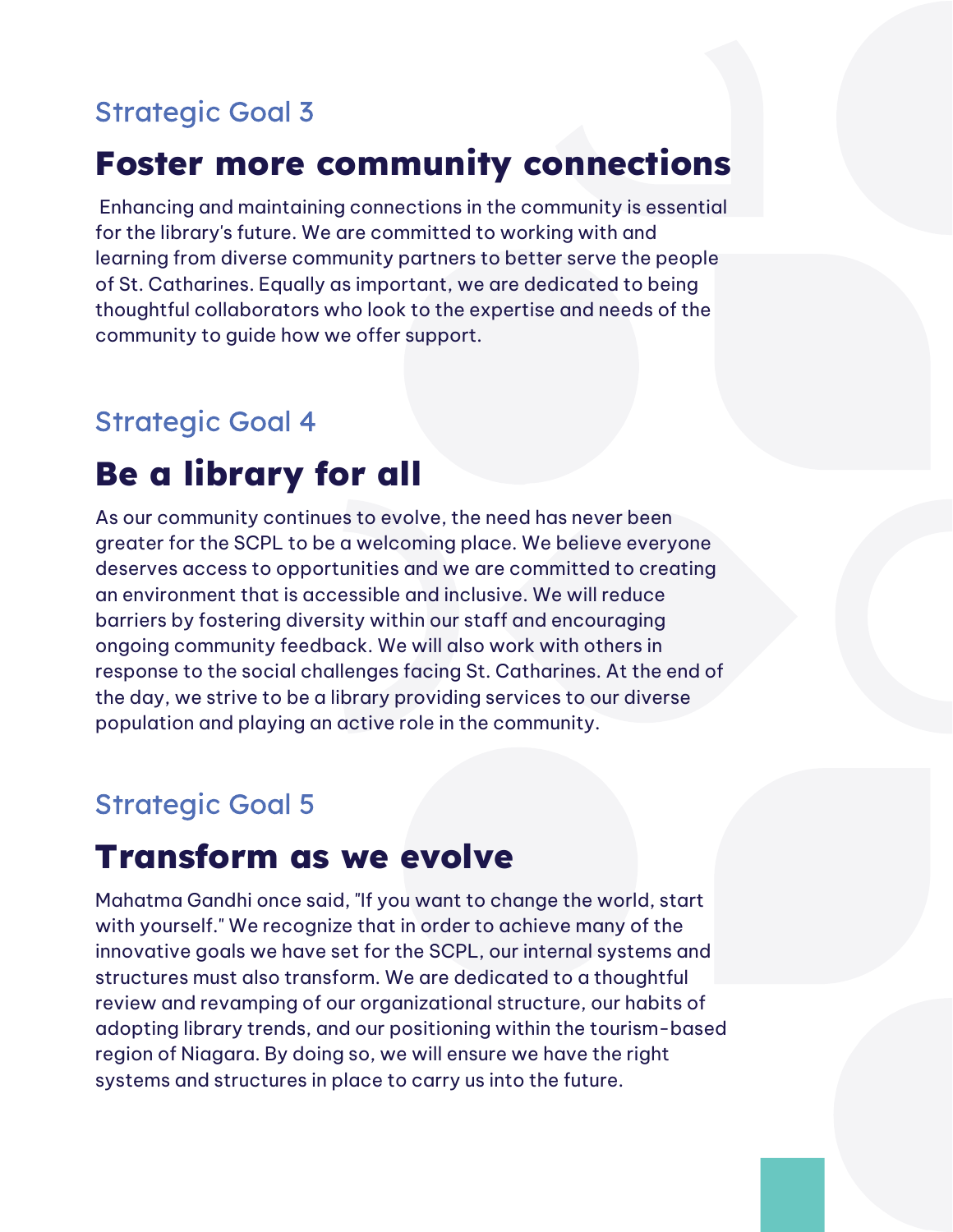### Strategic Goal 3

## Foster more community connections

Enhancing and maintaining connections in the community is essential for the library's future. We are committed to working with and learning from diverse community partners to better serve the people of St. Catharines. Equally as important, we are dedicated to being thoughtful collaborators who look to the expertise and needs of the community to guide how we offer support.

### Strategic Goal 4

## Be a library for all

As our community continues to evolve, the need has never been greater for the SCPL to be a welcoming place. We believe everyone deserves access to opportunities and we are committed to creating an environment that is accessible and inclusive. We will reduce barriers by fostering diversity within our staff and encouraging ongoing community feedback. We will also work with others in response to the social challenges facing St. Catharines. At the end of the day, we strive to be a library providing services to our diverse population and playing an active role in the community.

### Strategic Goal 5

## Transform as we evolve

Mahatma Gandhi once said, "If you want to change the world, start with yourself." We recognize that in order to achieve many of the innovative goals we have set for the SCPL, our internal systems and structures must also transform. We are dedicated to a thoughtful review and revamping of our organizational structure, our habits of adopting library trends, and our positioning within the tourism-based region of Niagara. By doing so, we will ensure we have the right systems and structures in place to carry us into the future.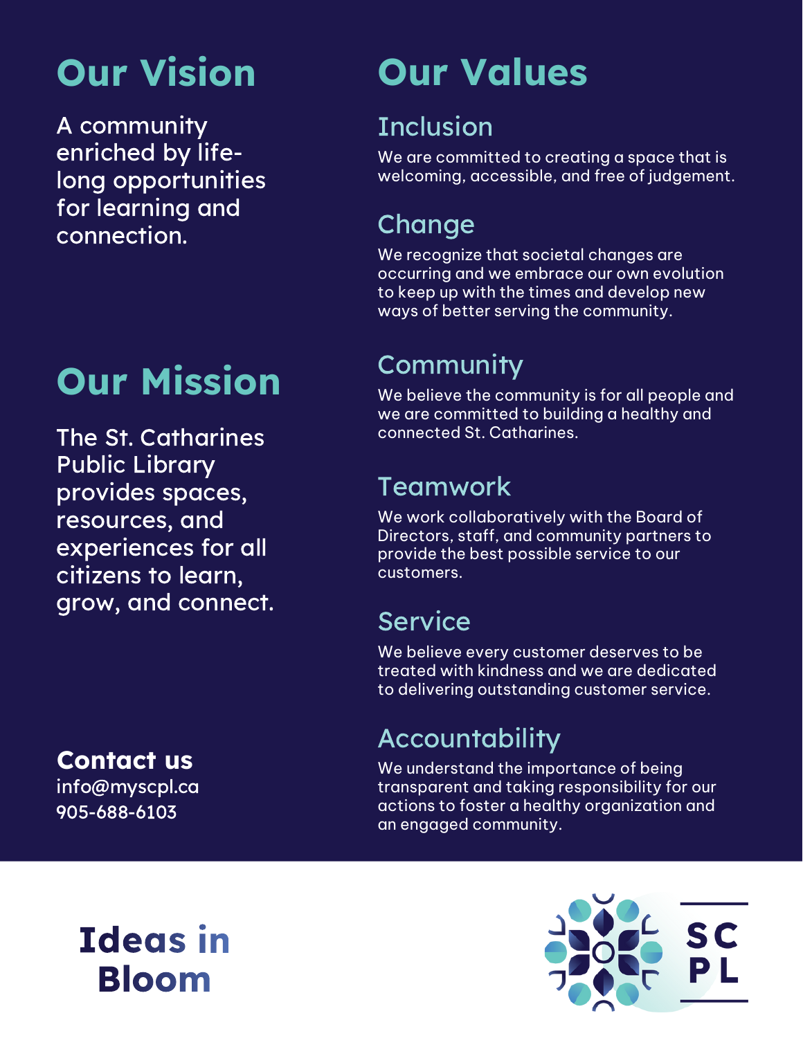## Our Vision

A community enriched by life-long opportunities for learning and connection.

## Our Mission

The St. Catharines Public Library provides spaces, resources, and experiences for all citizens to learn, grow, and connect.

## Our Values

### Inclusion

We are committed to creating a space that is welcoming, accessible, and free of judgement.

### Change

We recognize that societal changes are occurring and we embrace our own evolution to keep up with the times and develop new ways of better serving the community.

### Community

We believe the community is for all people and we are committed to building a healthy and connected St. Catharines.

### Teamwork

We work collaboratively with the Board of Directors, staff, and community partners to provide the best possible service to our customers.

### Service

We believe every customer deserves to be treated with kindness and we are dedicated to delivering outstanding customer service.

### Accountability

We understand the importance of being transparent and taking responsibility for our actions to foster a healthy organization and an engaged community.

**Contact us**

info@myscpl.ca

905-688-6103

**Ideas in Bloom**

SC PL